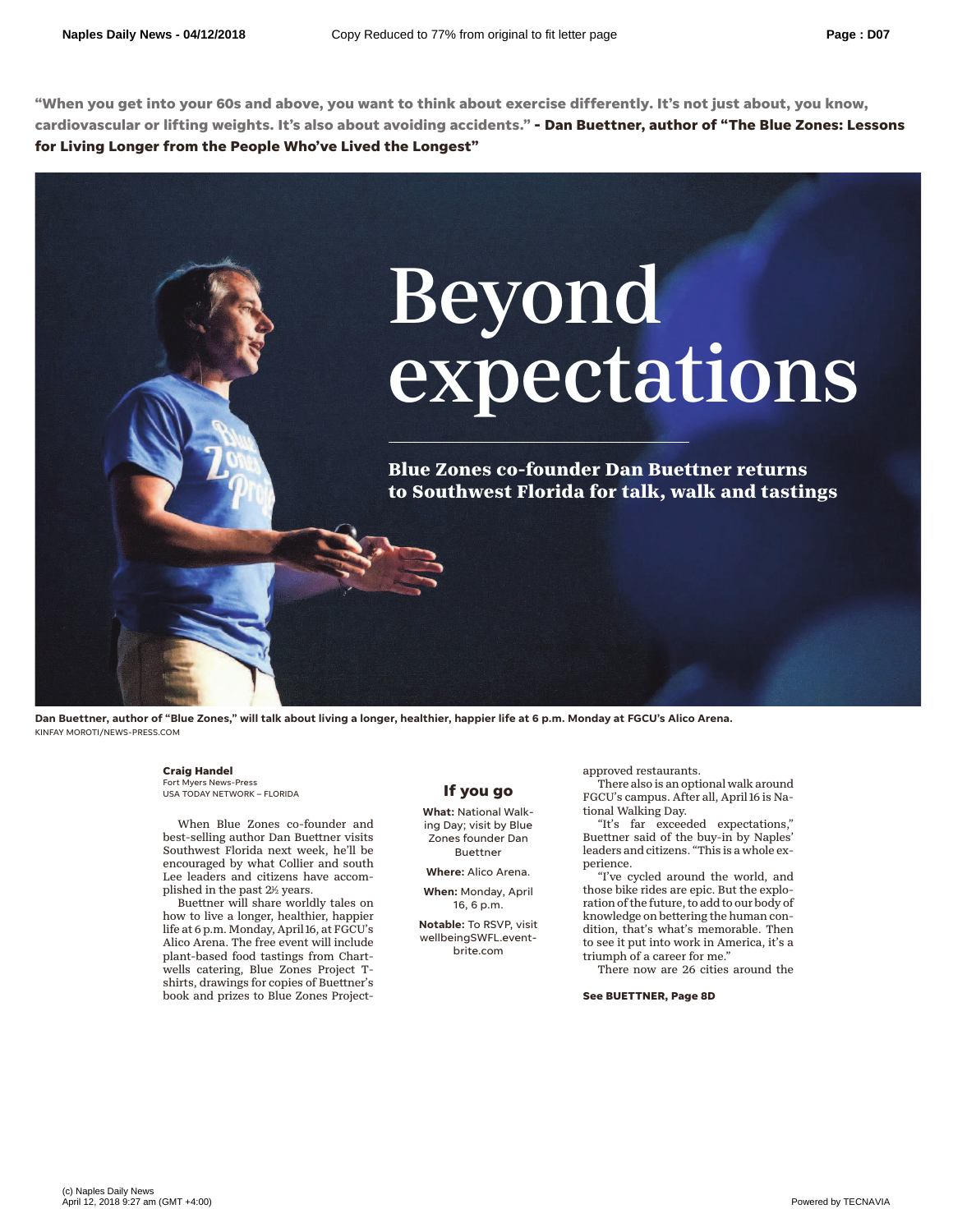"When you get into your 60s and above, you want to think about exercise differently. It's not just about, you know, cardiovascular or lifting weights. It's also about avoiding accidents." **- Dan Buettner, author of "The Blue Zones: Lessons for Living Longer from the People Who've Lived the Longest"**

# Beyond expectations

## Blue Zones co-founder Dan Buettner returns to Southwest Florida for talk, walk and tastings

**Dan Buettner, author of "Blue Zones," will talk about living a longer, healthier, happier life at 6 p.m. Monday at FGCU's Alico Arena.**
KINFAY MOROTI/NEWS-PRESS.COM

**Craig Handel**
Fort Myers News-Press
USA TODAY NETWORK – FLORIDA

When Blue Zones co-founder and best-selling author Dan Buettner visits Southwest Florida next week, he'll be encouraged by what Collier and south Lee leaders and citizens have accomplished in the past 2½ years.

Buettner will share worldly tales on how to live a longer, healthier, happier life at 6 p.m. Monday, April 16, at FGCU's Alico Arena. The free event will include plant-based food tastings from Chartwells catering, Blue Zones Project T-shirts, drawings for copies of Buettner's book and prizes to Blue Zones Project-approved restaurants.

There also is an optional walk around FGCU's campus. After all, April 16 is National Walking Day.

"It's far exceeded expectations," Buettner said of the buy-in by Naples' leaders and citizens. "This is a whole experience.

"I've cycled around the world, and those bike rides are epic. But the exploration of the future, to add to our body of knowledge on bettering the human condition, that's what's memorable. Then to see it put into work in America, it's a triumph of a career for me."

There now are 26 cities around the

**See BUETTNER, Page 8D**

### If you go

**What:** National Walking Day; visit by Blue Zones founder Dan Buettner

**Where:** Alico Arena.

**When:** Monday, April 16, 6 p.m.

**Notable:** To RSVP, visit wellbeingSWFL.eventbrite.com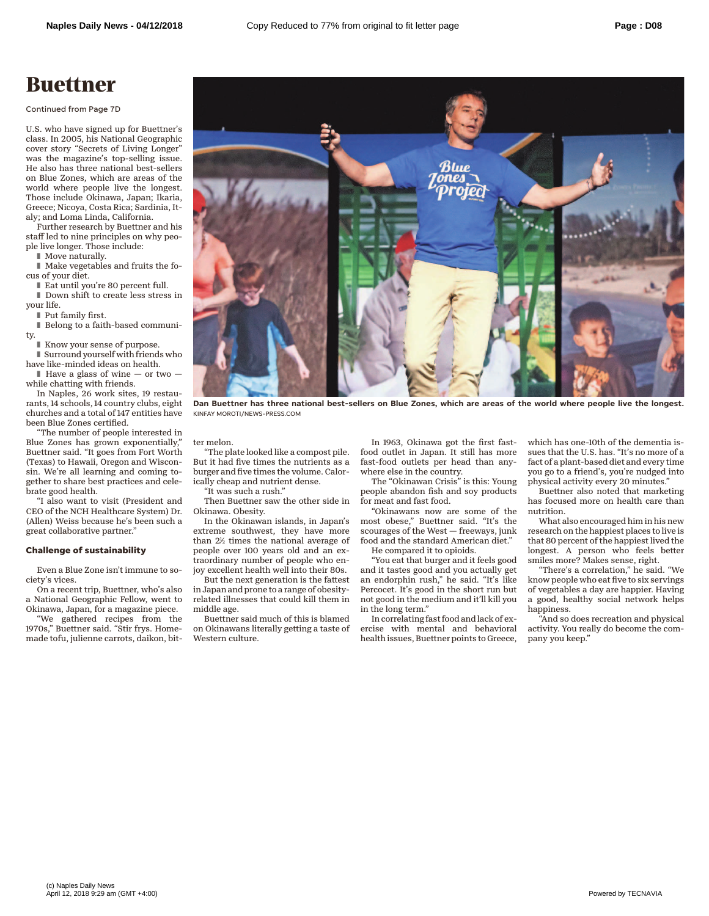# Buettner

Continued from Page 7D

U.S. who have signed up for Buettner's class. In 2005, his National Geographic cover story "Secrets of Living Longer" was the magazine's top-selling issue. He also has three national best-sellers on Blue Zones, which are areas of the world where people live the longest. Those include Okinawa, Japan; Ikaria, Greece; Nicoya, Costa Rica; Sardinia, Italy; and Loma Linda, California.

Further research by Buettner and his staff led to nine principles on why people live longer. Those include:

- Move naturally.
- Make vegetables and fruits the focus of your diet.
- Eat until you're 80 percent full.
- Down shift to create less stress in your life.
- Put family first.
- Belong to a faith-based community.
- Know your sense of purpose.
- Surround yourself with friends who have like-minded ideas on health.
- Have a glass of wine — or two — while chatting with friends.

In Naples, 26 work sites, 19 restaurants, 14 schools, 14 country clubs, eight churches and a total of 147 entities have been Blue Zones certified.

"The number of people interested in Blue Zones has grown exponentially," Buettner said. "It goes from Fort Worth (Texas) to Hawaii, Oregon and Wisconsin. We're all learning and coming together to share best practices and celebrate good health.

"I also want to visit (President and CEO of the NCH Healthcare System) Dr. (Allen) Weiss because he's been such a great collaborative partner."

Dan Buettner has three national best-sellers on Blue Zones, which are areas of the world where people live the longest.
KINFAY MOROTI/NEWS-PRESS.COM

### Challenge of sustainability

Even a Blue Zone isn't immune to society's vices.

On a recent trip, Buettner, who's also a National Geographic Fellow, went to Okinawa, Japan, for a magazine piece.

"We gathered recipes from the 1970s," Buettner said. "Stir frys. Homemade tofu, julienne carrots, daikon, bitter melon.

"The plate looked like a compost pile. But it had five times the nutrients as a burger and five times the volume. Calorically cheap and nutrient dense.

"It was such a rush."

Then Buettner saw the other side in Okinawa. Obesity.

In the Okinawan islands, in Japan's extreme southwest, they have more than 2½ times the national average of people over 100 years old and an extraordinary number of people who enjoy excellent health well into their 80s.

But the next generation is the fattest in Japan and prone to a range of obesity-related illnesses that could kill them in middle age.

Buettner said much of this is blamed on Okinawans literally getting a taste of Western culture.

In 1963, Okinawa got the first fast-food outlet in Japan. It still has more fast-food outlets per head than anywhere else in the country.

The "Okinawan Crisis" is this: Young people abandon fish and soy products for meat and fast food.

"Okinawans now are some of the most obese," Buettner said. "It's the scourages of the West — freeways, junk food and the standard American diet."

He compared it to opioids.

"You eat that burger and it feels good and it tastes good and you actually get an endorphin rush," he said. "It's like Percocet. It's good in the short run but not good in the medium and it'll kill you in the long term."

In correlating fast food and lack of exercise with mental and behavioral health issues, Buettner points to Greece, which has one-10th of the dementia issues that the U.S. has. "It's no more of a fact of a plant-based diet and every time you go to a friend's, you're nudged into physical activity every 20 minutes."

Buettner also noted that marketing has focused more on health care than nutrition.

What also encouraged him in his new research on the happiest places to live is that 80 percent of the happiest lived the longest. A person who feels better smiles more? Makes sense, right.

"There's a correlation," he said. "We know people who eat five to six servings of vegetables a day are happier. Having a good, healthy social network helps happiness.

"And so does recreation and physical activity. You really do become the company you keep."